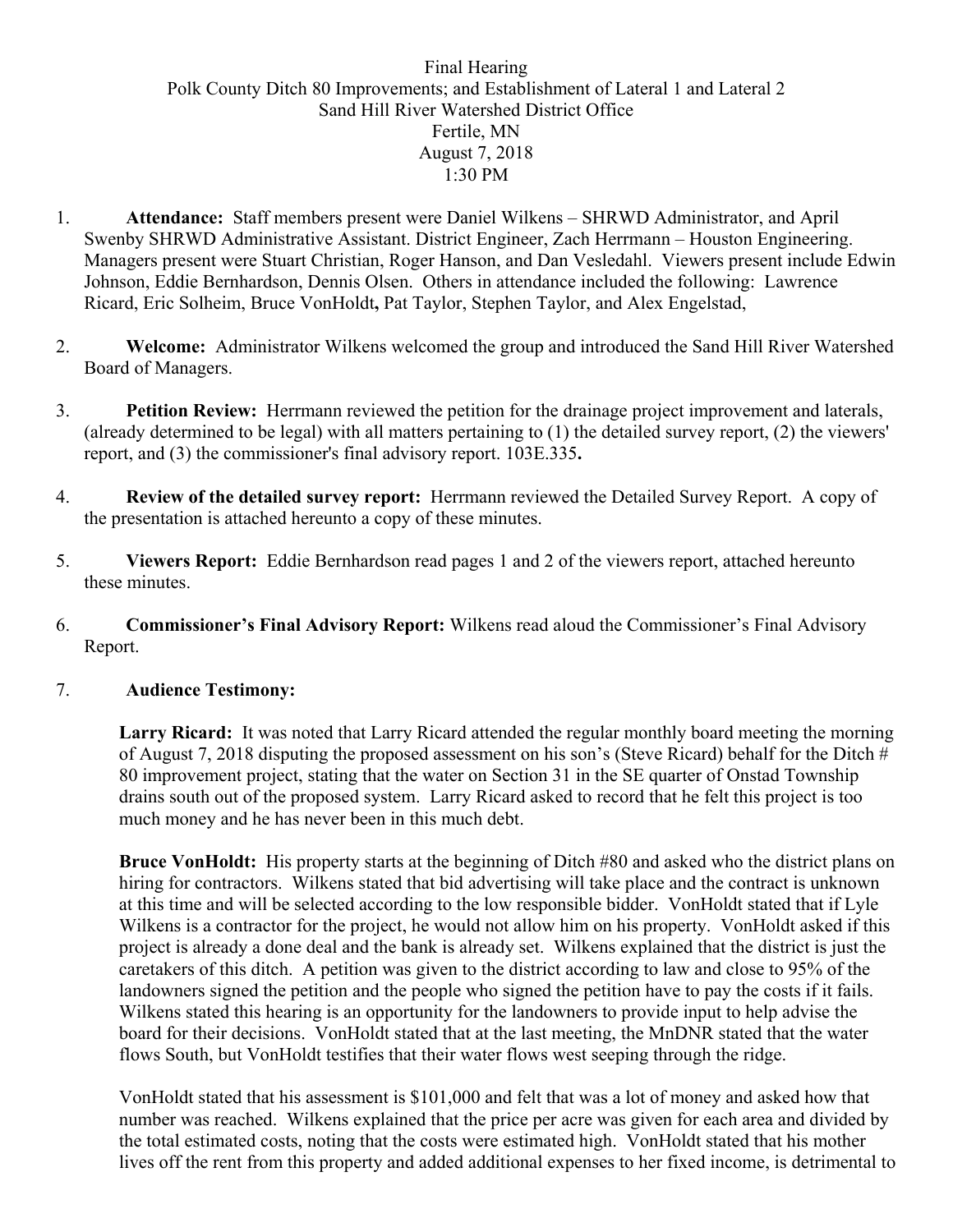Final Hearing
Polk County Ditch 80 Improvements; and Establishment of Lateral 1 and Lateral 2
Sand Hill River Watershed District Office
Fertile, MN
August 7, 2018
1:30 PM

1. **Attendance:** Staff members present were Daniel Wilkens – SHRWD Administrator, and April Swenby SHRWD Administrative Assistant. District Engineer, Zach Herrmann – Houston Engineering. Managers present were Stuart Christian, Roger Hanson, and Dan Vesledahl. Viewers present include Edwin Johnson, Eddie Bernhardson, Dennis Olsen. Others in attendance included the following: Lawrence Ricard, Eric Solheim, Bruce VonHoldt**,** Pat Taylor, Stephen Taylor, and Alex Engelstad,

2. **Welcome:** Administrator Wilkens welcomed the group and introduced the Sand Hill River Watershed Board of Managers.

3. **Petition Review:** Herrmann reviewed the petition for the drainage project improvement and laterals, (already determined to be legal) with all matters pertaining to (1) the detailed survey report, (2) the viewers' report, and (3) the commissioner's final advisory report. 103E.335**.**

4. **Review of the detailed survey report:** Herrmann reviewed the Detailed Survey Report. A copy of the presentation is attached hereunto a copy of these minutes.

5. **Viewers Report:** Eddie Bernhardson read pages 1 and 2 of the viewers report, attached hereunto these minutes.

6. **Commissioner's Final Advisory Report:** Wilkens read aloud the Commissioner's Final Advisory Report.

7. **Audience Testimony:**

   **Larry Ricard:** It was noted that Larry Ricard attended the regular monthly board meeting the morning of August 7, 2018 disputing the proposed assessment on his son's (Steve Ricard) behalf for the Ditch # 80 improvement project, stating that the water on Section 31 in the SE quarter of Onstad Township drains south out of the proposed system. Larry Ricard asked to record that he felt this project is too much money and he has never been in this much debt.

   **Bruce VonHoldt:** His property starts at the beginning of Ditch #80 and asked who the district plans on hiring for contractors. Wilkens stated that bid advertising will take place and the contract is unknown at this time and will be selected according to the low responsible bidder. VonHoldt stated that if Lyle Wilkens is a contractor for the project, he would not allow him on his property. VonHoldt asked if this project is already a done deal and the bank is already set. Wilkens explained that the district is just the caretakers of this ditch. A petition was given to the district according to law and close to 95% of the landowners signed the petition and the people who signed the petition have to pay the costs if it fails. Wilkens stated this hearing is an opportunity for the landowners to provide input to help advise the board for their decisions. VonHoldt stated that at the last meeting, the MnDNR stated that the water flows South, but VonHoldt testifies that their water flows west seeping through the ridge.

   VonHoldt stated that his assessment is $101,000 and felt that was a lot of money and asked how that number was reached. Wilkens explained that the price per acre was given for each area and divided by the total estimated costs, noting that the costs were estimated high. VonHoldt stated that his mother lives off the rent from this property and added additional expenses to her fixed income, is detrimental to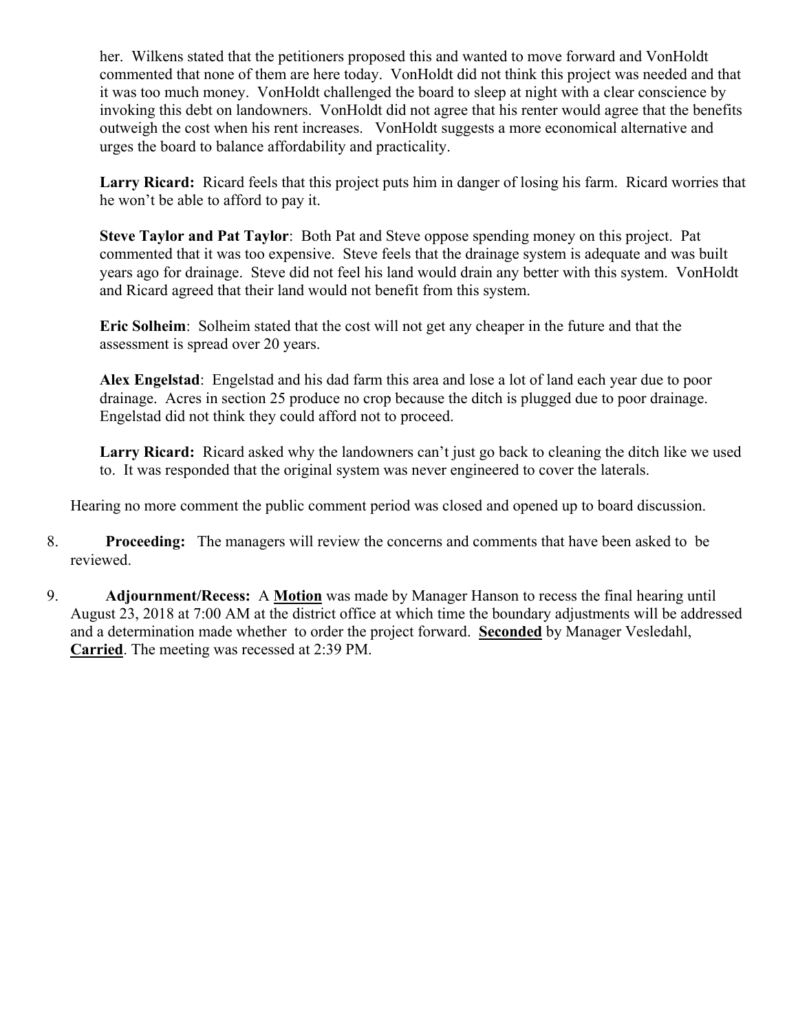her. Wilkens stated that the petitioners proposed this and wanted to move forward and VonHoldt commented that none of them are here today. VonHoldt did not think this project was needed and that it was too much money. VonHoldt challenged the board to sleep at night with a clear conscience by invoking this debt on landowners. VonHoldt did not agree that his renter would agree that the benefits outweigh the cost when his rent increases. VonHoldt suggests a more economical alternative and urges the board to balance affordability and practicality.

**Larry Ricard:** Ricard feels that this project puts him in danger of losing his farm. Ricard worries that he won't be able to afford to pay it.

**Steve Taylor and Pat Taylor**: Both Pat and Steve oppose spending money on this project. Pat commented that it was too expensive. Steve feels that the drainage system is adequate and was built years ago for drainage. Steve did not feel his land would drain any better with this system. VonHoldt and Ricard agreed that their land would not benefit from this system.

**Eric Solheim**: Solheim stated that the cost will not get any cheaper in the future and that the assessment is spread over 20 years.

**Alex Engelstad**: Engelstad and his dad farm this area and lose a lot of land each year due to poor drainage. Acres in section 25 produce no crop because the ditch is plugged due to poor drainage. Engelstad did not think they could afford not to proceed.

**Larry Ricard:** Ricard asked why the landowners can't just go back to cleaning the ditch like we used to. It was responded that the original system was never engineered to cover the laterals.

Hearing no more comment the public comment period was closed and opened up to board discussion.

8. **Proceeding:** The managers will review the concerns and comments that have been asked to be reviewed.

9. **Adjournment/Recess:** A **Motion** was made by Manager Hanson to recess the final hearing until August 23, 2018 at 7:00 AM at the district office at which time the boundary adjustments will be addressed and a determination made whether to order the project forward. **Seconded** by Manager Vesledahl, **Carried**. The meeting was recessed at 2:39 PM.